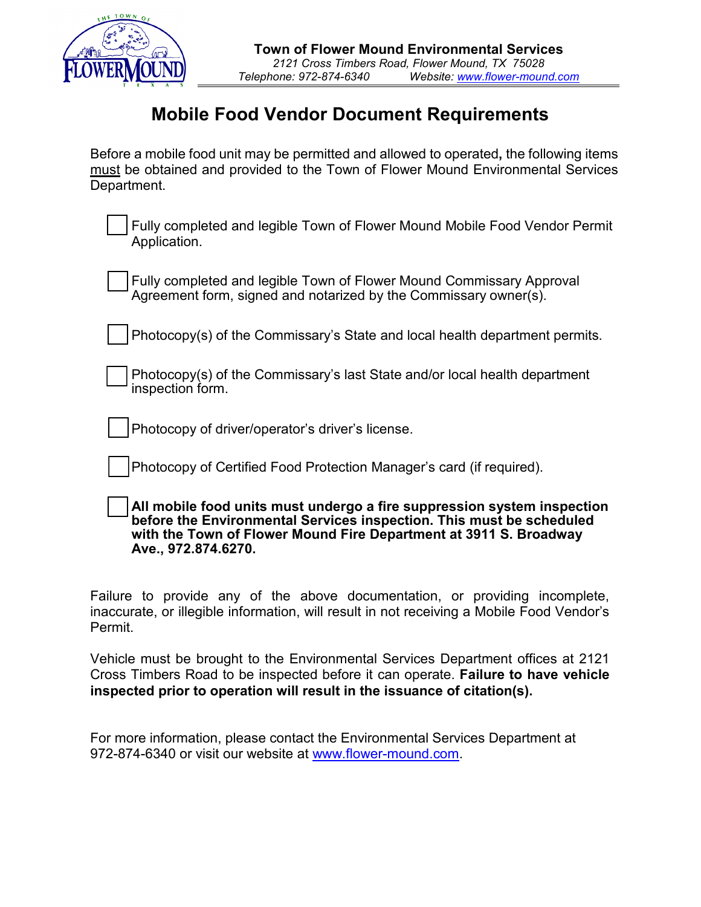**Town of Flower Mound Environmental Services**
*2121 Cross Timbers Road, Flower Mound, TX 75028*
*Telephone: 972-874-6340 Website: www.flower-mound.com*

# Mobile Food Vendor Document Requirements

Before a mobile food unit may be permitted and allowed to operated**,** the following items must be obtained and provided to the Town of Flower Mound Environmental Services Department.

- ☐ Fully completed and legible Town of Flower Mound Mobile Food Vendor Permit Application.
- ☐ Fully completed and legible Town of Flower Mound Commissary Approval Agreement form, signed and notarized by the Commissary owner(s).
- ☐ Photocopy(s) of the Commissary's State and local health department permits.
- ☐ Photocopy(s) of the Commissary's last State and/or local health department inspection form.
- ☐ Photocopy of driver/operator's driver's license.
- ☐ Photocopy of Certified Food Protection Manager's card (if required).
- ☐ **All mobile food units must undergo a fire suppression system inspection before the Environmental Services inspection. This must be scheduled with the Town of Flower Mound Fire Department at 3911 S. Broadway Ave., 972.874.6270.**

Failure to provide any of the above documentation, or providing incomplete, inaccurate, or illegible information, will result in not receiving a Mobile Food Vendor's Permit.

Vehicle must be brought to the Environmental Services Department offices at 2121 Cross Timbers Road to be inspected before it can operate. **Failure to have vehicle inspected prior to operation will result in the issuance of citation(s).**

For more information, please contact the Environmental Services Department at 972-874-6340 or visit our website at www.flower-mound.com.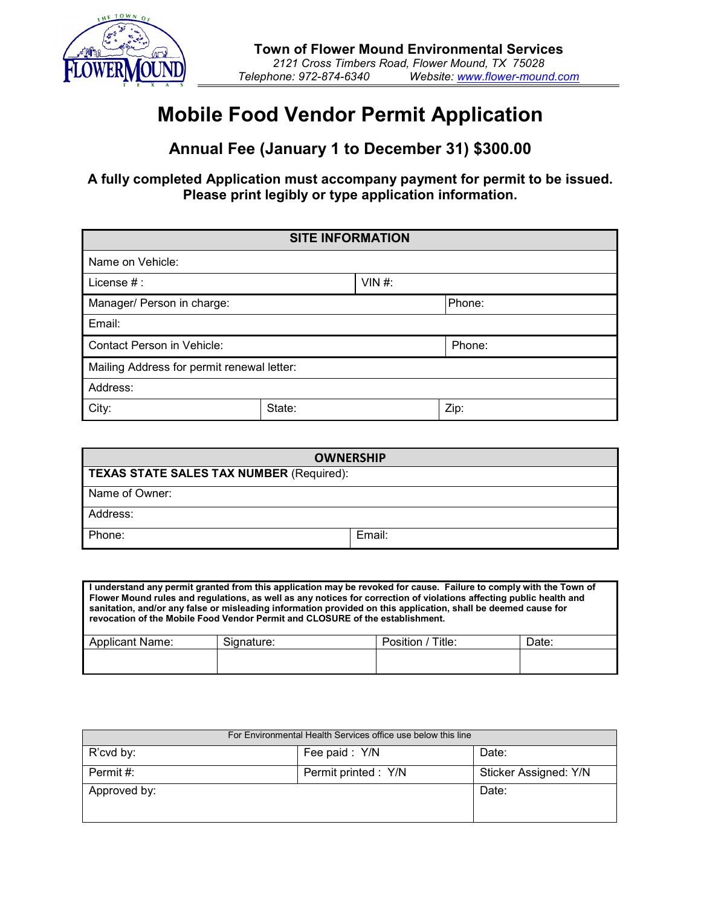**Town of Flower Mound Environmental Services**
*2121 Cross Timbers Road, Flower Mound, TX 75028*
*Telephone: 972-874-6340 Website: www.flower-mound.com*

# Mobile Food Vendor Permit Application

## Annual Fee (January 1 to December 31) $300.00

### A fully completed Application must accompany payment for permit to be issued. Please print legibly or type application information.

| SITE INFORMATION | | |
|---|---|---|
| Name on Vehicle: | | |
| License # : | VIN #: | |
| Manager/ Person in charge: | | Phone: |
| Email: | | |
| Contact Person in Vehicle: | | Phone: |
| Mailing Address for permit renewal letter: | | |
| Address: | | |
| City: | State: | Zip: |

| OWNERSHIP | |
|---|---|
| **TEXAS STATE SALES TAX NUMBER** (Required): | |
| Name of Owner: | |
| Address: | |
| Phone: | Email: |

**I understand any permit granted from this application may be revoked for cause. Failure to comply with the Town of Flower Mound rules and regulations, as well as any notices for correction of violations affecting public health and sanitation, and/or any false or misleading information provided on this application, shall be deemed cause for revocation of the Mobile Food Vendor Permit and CLOSURE of the establishment.**

| Applicant Name: | Signature: | Position / Title: | Date: |
|---|---|---|---|
| | | | |

| For Environmental Health Services office use below this line | | |
|---|---|---|
| R'cvd by: | Fee paid : Y/N | Date: |
| Permit #: | Permit printed : Y/N | Sticker Assigned: Y/N |
| Approved by: | | Date: |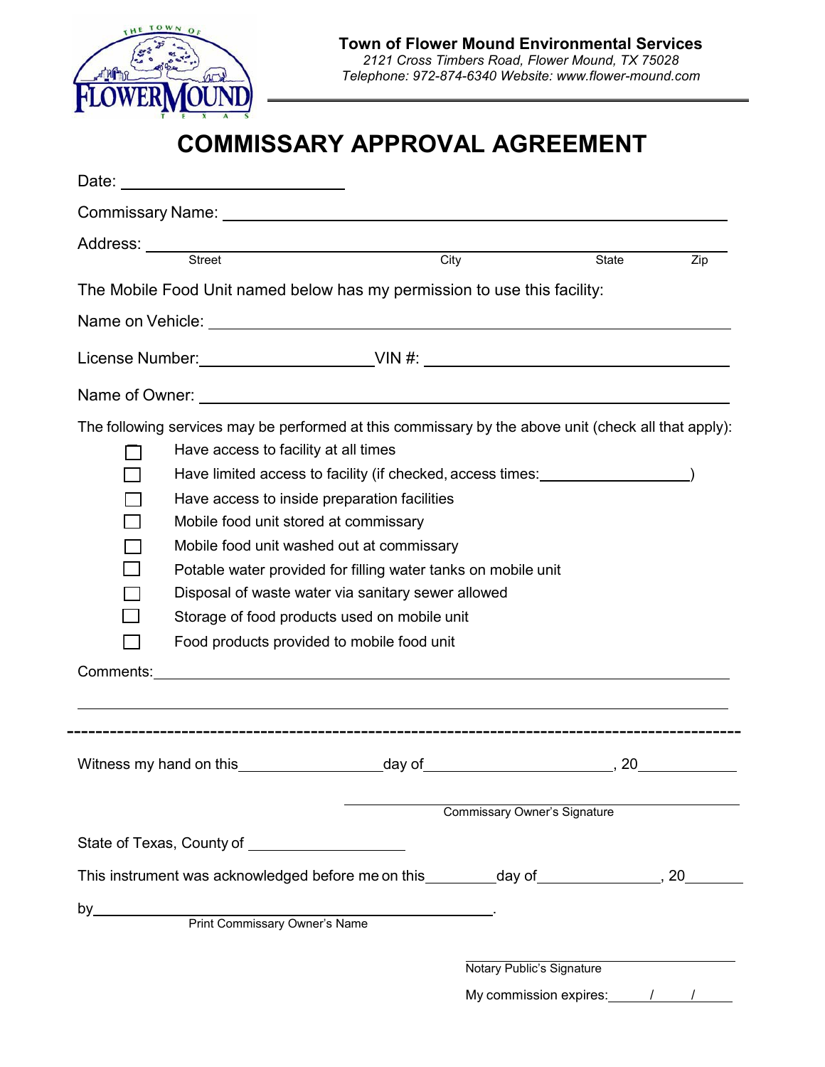**Town of Flower Mound Environmental Services**
*2121 Cross Timbers Road, Flower Mound, TX 75028*
*Telephone: 972-874-6340 Website: www.flower-mound.com*

# COMMISSARY APPROVAL AGREEMENT

Date: ______________________

Commissary Name: ______________________________________________

Address: ______________________________________________
Street City State Zip

The Mobile Food Unit named below has my permission to use this facility:

Name on Vehicle: ______________________________________________

License Number: ________________ VIN #: ______________________________

Name of Owner: ______________________________________________

The following services may be performed at this commissary by the above unit (check all that apply):

- ☐ Have access to facility at all times
- ☐ Have limited access to facility (if checked, access times: ________________)
- ☐ Have access to inside preparation facilities
- ☐ Mobile food unit stored at commissary
- ☐ Mobile food unit washed out at commissary
- ☐ Potable water provided for filling water tanks on mobile unit
- ☐ Disposal of waste water via sanitary sewer allowed
- ☐ Storage of food products used on mobile unit
- ☐ Food products provided to mobile food unit

Comments: ______________________________________________

______________________________________________

---

Witness my hand on this ______________ day of ____________________, 20__________

______________________________
Commissary Owner's Signature

State of Texas, County of ________________

This instrument was acknowledged before me on this ________ day of ______________, 20_______

by ______________________________________________.
Print Commissary Owner's Name

______________________________
Notary Public's Signature

My commission expires: _____/_____/_____